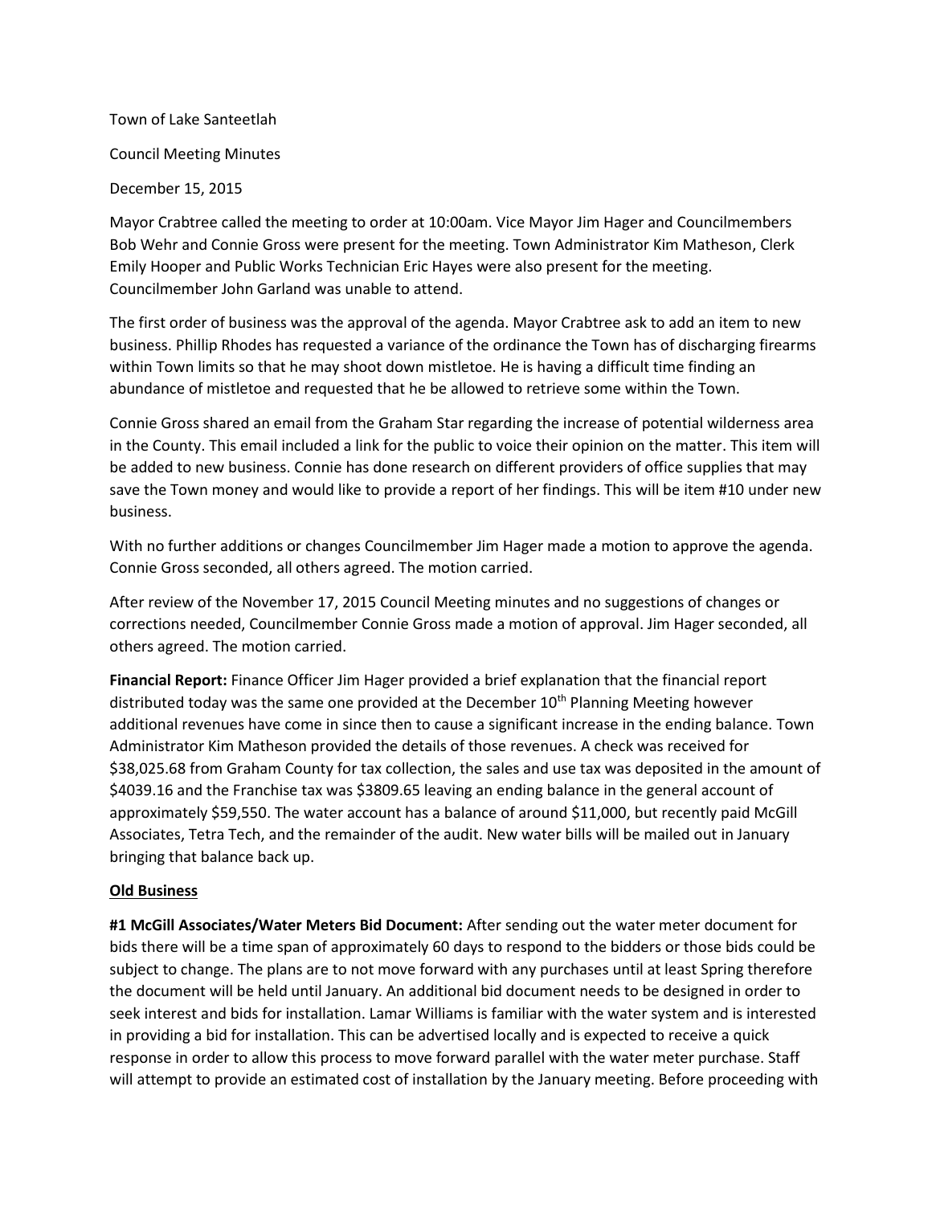Town of Lake Santeetlah

Council Meeting Minutes

December 15, 2015

Mayor Crabtree called the meeting to order at 10:00am. Vice Mayor Jim Hager and Councilmembers Bob Wehr and Connie Gross were present for the meeting. Town Administrator Kim Matheson, Clerk Emily Hooper and Public Works Technician Eric Hayes were also present for the meeting. Councilmember John Garland was unable to attend.

The first order of business was the approval of the agenda. Mayor Crabtree ask to add an item to new business. Phillip Rhodes has requested a variance of the ordinance the Town has of discharging firearms within Town limits so that he may shoot down mistletoe. He is having a difficult time finding an abundance of mistletoe and requested that he be allowed to retrieve some within the Town.

Connie Gross shared an email from the Graham Star regarding the increase of potential wilderness area in the County. This email included a link for the public to voice their opinion on the matter. This item will be added to new business. Connie has done research on different providers of office supplies that may save the Town money and would like to provide a report of her findings. This will be item #10 under new business.

With no further additions or changes Councilmember Jim Hager made a motion to approve the agenda. Connie Gross seconded, all others agreed. The motion carried.

After review of the November 17, 2015 Council Meeting minutes and no suggestions of changes or corrections needed, Councilmember Connie Gross made a motion of approval. Jim Hager seconded, all others agreed. The motion carried.

**Financial Report:** Finance Officer Jim Hager provided a brief explanation that the financial report distributed today was the same one provided at the December 10th Planning Meeting however additional revenues have come in since then to cause a significant increase in the ending balance. Town Administrator Kim Matheson provided the details of those revenues. A check was received for $38,025.68 from Graham County for tax collection, the sales and use tax was deposited in the amount of $4039.16 and the Franchise tax was $3809.65 leaving an ending balance in the general account of approximately $59,550. The water account has a balance of around $11,000, but recently paid McGill Associates, Tetra Tech, and the remainder of the audit. New water bills will be mailed out in January bringing that balance back up.

## Old Business

**#1 McGill Associates/Water Meters Bid Document:** After sending out the water meter document for bids there will be a time span of approximately 60 days to respond to the bidders or those bids could be subject to change. The plans are to not move forward with any purchases until at least Spring therefore the document will be held until January. An additional bid document needs to be designed in order to seek interest and bids for installation. Lamar Williams is familiar with the water system and is interested in providing a bid for installation. This can be advertised locally and is expected to receive a quick response in order to allow this process to move forward parallel with the water meter purchase. Staff will attempt to provide an estimated cost of installation by the January meeting. Before proceeding with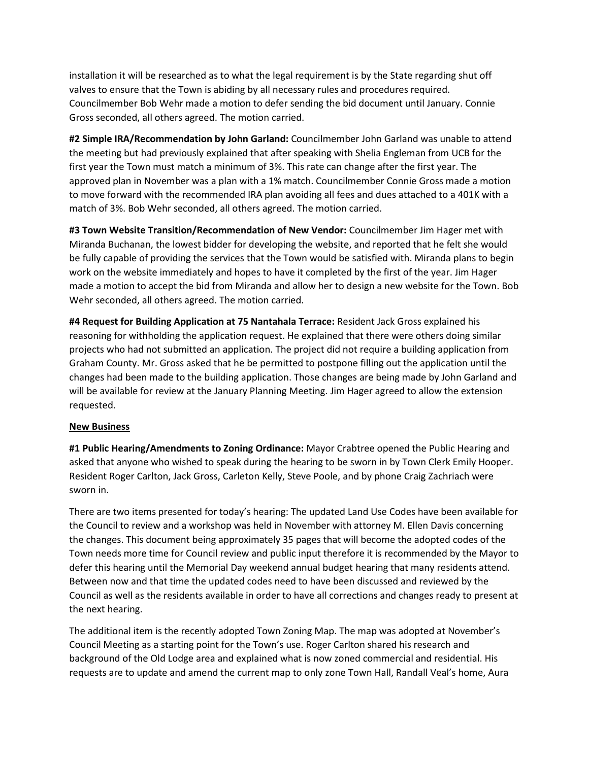installation it will be researched as to what the legal requirement is by the State regarding shut off valves to ensure that the Town is abiding by all necessary rules and procedures required. Councilmember Bob Wehr made a motion to defer sending the bid document until January. Connie Gross seconded, all others agreed. The motion carried.

**#2 Simple IRA/Recommendation by John Garland:** Councilmember John Garland was unable to attend the meeting but had previously explained that after speaking with Shelia Engleman from UCB for the first year the Town must match a minimum of 3%. This rate can change after the first year. The approved plan in November was a plan with a 1% match. Councilmember Connie Gross made a motion to move forward with the recommended IRA plan avoiding all fees and dues attached to a 401K with a match of 3%. Bob Wehr seconded, all others agreed. The motion carried.

**#3 Town Website Transition/Recommendation of New Vendor:** Councilmember Jim Hager met with Miranda Buchanan, the lowest bidder for developing the website, and reported that he felt she would be fully capable of providing the services that the Town would be satisfied with. Miranda plans to begin work on the website immediately and hopes to have it completed by the first of the year. Jim Hager made a motion to accept the bid from Miranda and allow her to design a new website for the Town. Bob Wehr seconded, all others agreed. The motion carried.

**#4 Request for Building Application at 75 Nantahala Terrace:** Resident Jack Gross explained his reasoning for withholding the application request. He explained that there were others doing similar projects who had not submitted an application. The project did not require a building application from Graham County. Mr. Gross asked that he be permitted to postpone filling out the application until the changes had been made to the building application. Those changes are being made by John Garland and will be available for review at the January Planning Meeting. Jim Hager agreed to allow the extension requested.

## New Business

**#1 Public Hearing/Amendments to Zoning Ordinance:** Mayor Crabtree opened the Public Hearing and asked that anyone who wished to speak during the hearing to be sworn in by Town Clerk Emily Hooper. Resident Roger Carlton, Jack Gross, Carleton Kelly, Steve Poole, and by phone Craig Zachriach were sworn in.

There are two items presented for today's hearing: The updated Land Use Codes have been available for the Council to review and a workshop was held in November with attorney M. Ellen Davis concerning the changes. This document being approximately 35 pages that will become the adopted codes of the Town needs more time for Council review and public input therefore it is recommended by the Mayor to defer this hearing until the Memorial Day weekend annual budget hearing that many residents attend. Between now and that time the updated codes need to have been discussed and reviewed by the Council as well as the residents available in order to have all corrections and changes ready to present at the next hearing.

The additional item is the recently adopted Town Zoning Map. The map was adopted at November's Council Meeting as a starting point for the Town's use. Roger Carlton shared his research and background of the Old Lodge area and explained what is now zoned commercial and residential. His requests are to update and amend the current map to only zone Town Hall, Randall Veal's home, Aura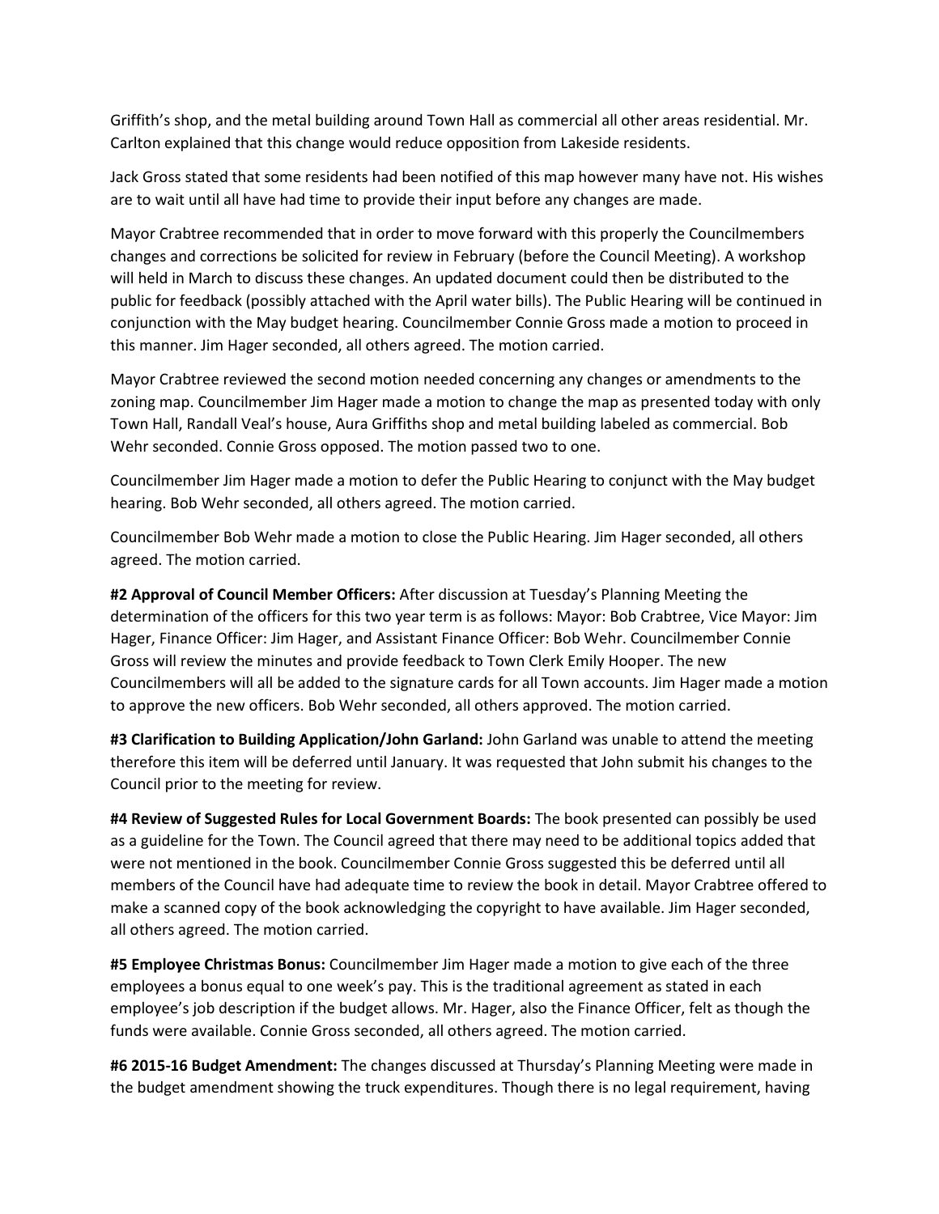Griffith's shop, and the metal building around Town Hall as commercial all other areas residential. Mr. Carlton explained that this change would reduce opposition from Lakeside residents.

Jack Gross stated that some residents had been notified of this map however many have not. His wishes are to wait until all have had time to provide their input before any changes are made.

Mayor Crabtree recommended that in order to move forward with this properly the Councilmembers changes and corrections be solicited for review in February (before the Council Meeting). A workshop will held in March to discuss these changes. An updated document could then be distributed to the public for feedback (possibly attached with the April water bills). The Public Hearing will be continued in conjunction with the May budget hearing. Councilmember Connie Gross made a motion to proceed in this manner. Jim Hager seconded, all others agreed. The motion carried.

Mayor Crabtree reviewed the second motion needed concerning any changes or amendments to the zoning map. Councilmember Jim Hager made a motion to change the map as presented today with only Town Hall, Randall Veal's house, Aura Griffiths shop and metal building labeled as commercial. Bob Wehr seconded. Connie Gross opposed. The motion passed two to one.

Councilmember Jim Hager made a motion to defer the Public Hearing to conjunct with the May budget hearing. Bob Wehr seconded, all others agreed. The motion carried.

Councilmember Bob Wehr made a motion to close the Public Hearing. Jim Hager seconded, all others agreed. The motion carried.

**#2 Approval of Council Member Officers:** After discussion at Tuesday's Planning Meeting the determination of the officers for this two year term is as follows: Mayor: Bob Crabtree, Vice Mayor: Jim Hager, Finance Officer: Jim Hager, and Assistant Finance Officer: Bob Wehr. Councilmember Connie Gross will review the minutes and provide feedback to Town Clerk Emily Hooper. The new Councilmembers will all be added to the signature cards for all Town accounts. Jim Hager made a motion to approve the new officers. Bob Wehr seconded, all others approved. The motion carried.

**#3 Clarification to Building Application/John Garland:** John Garland was unable to attend the meeting therefore this item will be deferred until January. It was requested that John submit his changes to the Council prior to the meeting for review.

**#4 Review of Suggested Rules for Local Government Boards:** The book presented can possibly be used as a guideline for the Town. The Council agreed that there may need to be additional topics added that were not mentioned in the book. Councilmember Connie Gross suggested this be deferred until all members of the Council have had adequate time to review the book in detail. Mayor Crabtree offered to make a scanned copy of the book acknowledging the copyright to have available. Jim Hager seconded, all others agreed. The motion carried.

**#5 Employee Christmas Bonus:** Councilmember Jim Hager made a motion to give each of the three employees a bonus equal to one week's pay. This is the traditional agreement as stated in each employee's job description if the budget allows. Mr. Hager, also the Finance Officer, felt as though the funds were available. Connie Gross seconded, all others agreed. The motion carried.

**#6 2015-16 Budget Amendment:** The changes discussed at Thursday's Planning Meeting were made in the budget amendment showing the truck expenditures. Though there is no legal requirement, having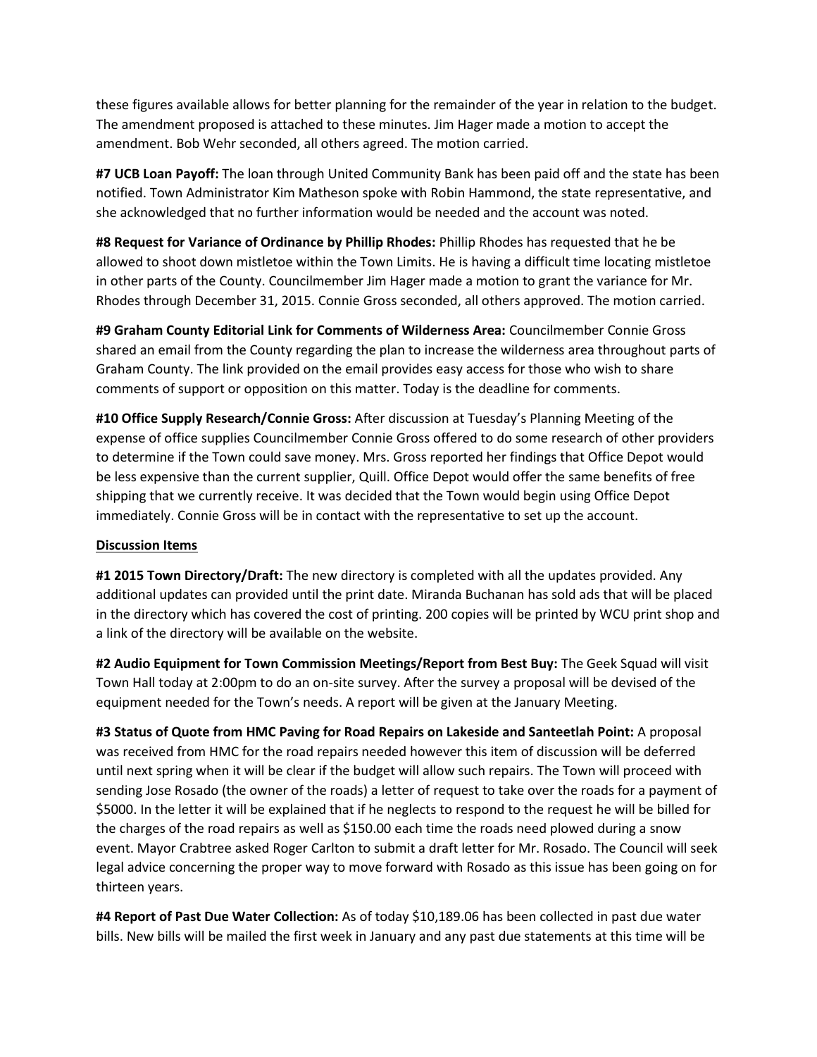these figures available allows for better planning for the remainder of the year in relation to the budget. The amendment proposed is attached to these minutes. Jim Hager made a motion to accept the amendment. Bob Wehr seconded, all others agreed. The motion carried.

**#7 UCB Loan Payoff:** The loan through United Community Bank has been paid off and the state has been notified. Town Administrator Kim Matheson spoke with Robin Hammond, the state representative, and she acknowledged that no further information would be needed and the account was noted.

**#8 Request for Variance of Ordinance by Phillip Rhodes:** Phillip Rhodes has requested that he be allowed to shoot down mistletoe within the Town Limits. He is having a difficult time locating mistletoe in other parts of the County. Councilmember Jim Hager made a motion to grant the variance for Mr. Rhodes through December 31, 2015. Connie Gross seconded, all others approved. The motion carried.

**#9 Graham County Editorial Link for Comments of Wilderness Area:** Councilmember Connie Gross shared an email from the County regarding the plan to increase the wilderness area throughout parts of Graham County. The link provided on the email provides easy access for those who wish to share comments of support or opposition on this matter. Today is the deadline for comments.

**#10 Office Supply Research/Connie Gross:** After discussion at Tuesday's Planning Meeting of the expense of office supplies Councilmember Connie Gross offered to do some research of other providers to determine if the Town could save money. Mrs. Gross reported her findings that Office Depot would be less expensive than the current supplier, Quill. Office Depot would offer the same benefits of free shipping that we currently receive. It was decided that the Town would begin using Office Depot immediately. Connie Gross will be in contact with the representative to set up the account.

<u>**Discussion Items**</u>

**#1 2015 Town Directory/Draft:** The new directory is completed with all the updates provided. Any additional updates can provided until the print date. Miranda Buchanan has sold ads that will be placed in the directory which has covered the cost of printing. 200 copies will be printed by WCU print shop and a link of the directory will be available on the website.

**#2 Audio Equipment for Town Commission Meetings/Report from Best Buy:** The Geek Squad will visit Town Hall today at 2:00pm to do an on-site survey. After the survey a proposal will be devised of the equipment needed for the Town's needs. A report will be given at the January Meeting.

**#3 Status of Quote from HMC Paving for Road Repairs on Lakeside and Santeetlah Point:** A proposal was received from HMC for the road repairs needed however this item of discussion will be deferred until next spring when it will be clear if the budget will allow such repairs. The Town will proceed with sending Jose Rosado (the owner of the roads) a letter of request to take over the roads for a payment of $5000. In the letter it will be explained that if he neglects to respond to the request he will be billed for the charges of the road repairs as well as $150.00 each time the roads need plowed during a snow event. Mayor Crabtree asked Roger Carlton to submit a draft letter for Mr. Rosado. The Council will seek legal advice concerning the proper way to move forward with Rosado as this issue has been going on for thirteen years.

**#4 Report of Past Due Water Collection:** As of today $10,189.06 has been collected in past due water bills. New bills will be mailed the first week in January and any past due statements at this time will be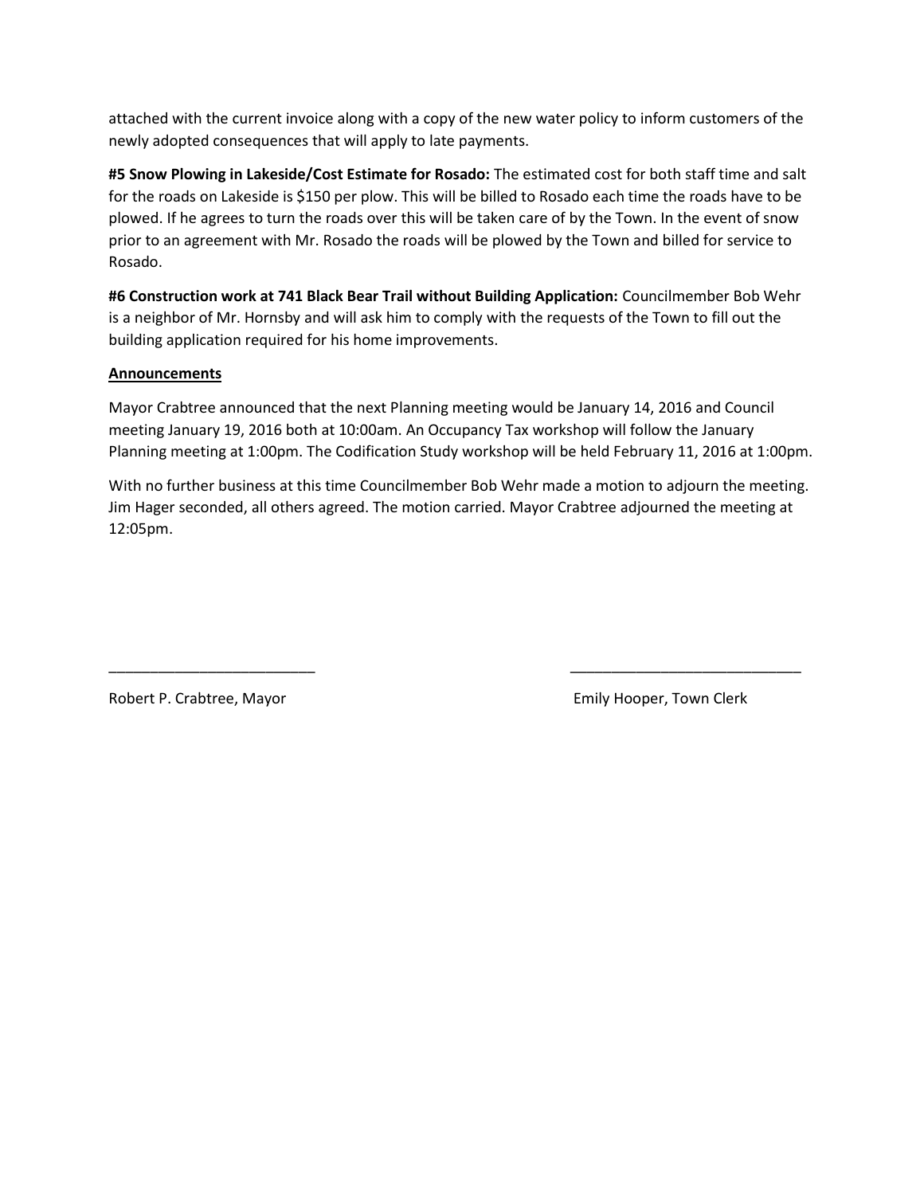attached with the current invoice along with a copy of the new water policy to inform customers of the newly adopted consequences that will apply to late payments.

**#5 Snow Plowing in Lakeside/Cost Estimate for Rosado:** The estimated cost for both staff time and salt for the roads on Lakeside is $150 per plow. This will be billed to Rosado each time the roads have to be plowed. If he agrees to turn the roads over this will be taken care of by the Town. In the event of snow prior to an agreement with Mr. Rosado the roads will be plowed by the Town and billed for service to Rosado.

**#6 Construction work at 741 Black Bear Trail without Building Application:** Councilmember Bob Wehr is a neighbor of Mr. Hornsby and will ask him to comply with the requests of the Town to fill out the building application required for his home improvements.

**Announcements**

Mayor Crabtree announced that the next Planning meeting would be January 14, 2016 and Council meeting January 19, 2016 both at 10:00am. An Occupancy Tax workshop will follow the January Planning meeting at 1:00pm. The Codification Study workshop will be held February 11, 2016 at 1:00pm.

With no further business at this time Councilmember Bob Wehr made a motion to adjourn the meeting. Jim Hager seconded, all others agreed. The motion carried. Mayor Crabtree adjourned the meeting at 12:05pm.

_________________________ ____________________________

Robert P. Crabtree, Mayor Emily Hooper, Town Clerk